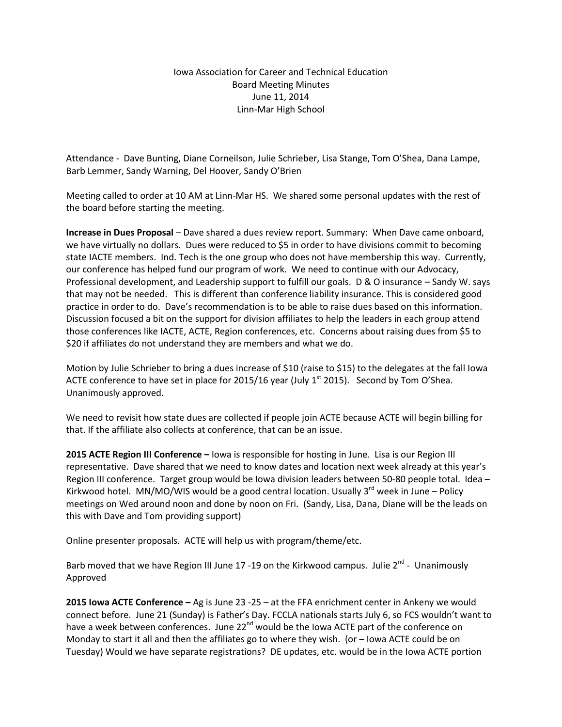Iowa Association for Career and Technical Education
Board Meeting Minutes
June 11, 2014
Linn-Mar High School

Attendance - Dave Bunting, Diane Corneilson, Julie Schrieber, Lisa Stange, Tom O'Shea, Dana Lampe, Barb Lemmer, Sandy Warning, Del Hoover, Sandy O'Brien

Meeting called to order at 10 AM at Linn-Mar HS. We shared some personal updates with the rest of the board before starting the meeting.

**Increase in Dues Proposal** – Dave shared a dues review report. Summary: When Dave came onboard, we have virtually no dollars. Dues were reduced to $5 in order to have divisions commit to becoming state IACTE members. Ind. Tech is the one group who does not have membership this way. Currently, our conference has helped fund our program of work. We need to continue with our Advocacy, Professional development, and Leadership support to fulfill our goals. D & O insurance – Sandy W. says that may not be needed. This is different than conference liability insurance. This is considered good practice in order to do. Dave's recommendation is to be able to raise dues based on this information. Discussion focused a bit on the support for division affiliates to help the leaders in each group attend those conferences like IACTE, ACTE, Region conferences, etc. Concerns about raising dues from $5 to $20 if affiliates do not understand they are members and what we do.

Motion by Julie Schrieber to bring a dues increase of $10 (raise to $15) to the delegates at the fall Iowa ACTE conference to have set in place for 2015/16 year (July 1st 2015). Second by Tom O'Shea. Unanimously approved.

We need to revisit how state dues are collected if people join ACTE because ACTE will begin billing for that. If the affiliate also collects at conference, that can be an issue.

**2015 ACTE Region III Conference –** Iowa is responsible for hosting in June. Lisa is our Region III representative. Dave shared that we need to know dates and location next week already at this year's Region III conference. Target group would be Iowa division leaders between 50-80 people total. Idea – Kirkwood hotel. MN/MO/WIS would be a good central location. Usually 3rd week in June – Policy meetings on Wed around noon and done by noon on Fri. (Sandy, Lisa, Dana, Diane will be the leads on this with Dave and Tom providing support)

Online presenter proposals. ACTE will help us with program/theme/etc.

Barb moved that we have Region III June 17 -19 on the Kirkwood campus. Julie 2nd - Unanimously Approved

**2015 Iowa ACTE Conference –** Ag is June 23 -25 – at the FFA enrichment center in Ankeny we would connect before. June 21 (Sunday) is Father's Day. FCCLA nationals starts July 6, so FCS wouldn't want to have a week between conferences. June 22nd would be the Iowa ACTE part of the conference on Monday to start it all and then the affiliates go to where they wish. (or – Iowa ACTE could be on Tuesday) Would we have separate registrations? DE updates, etc. would be in the Iowa ACTE portion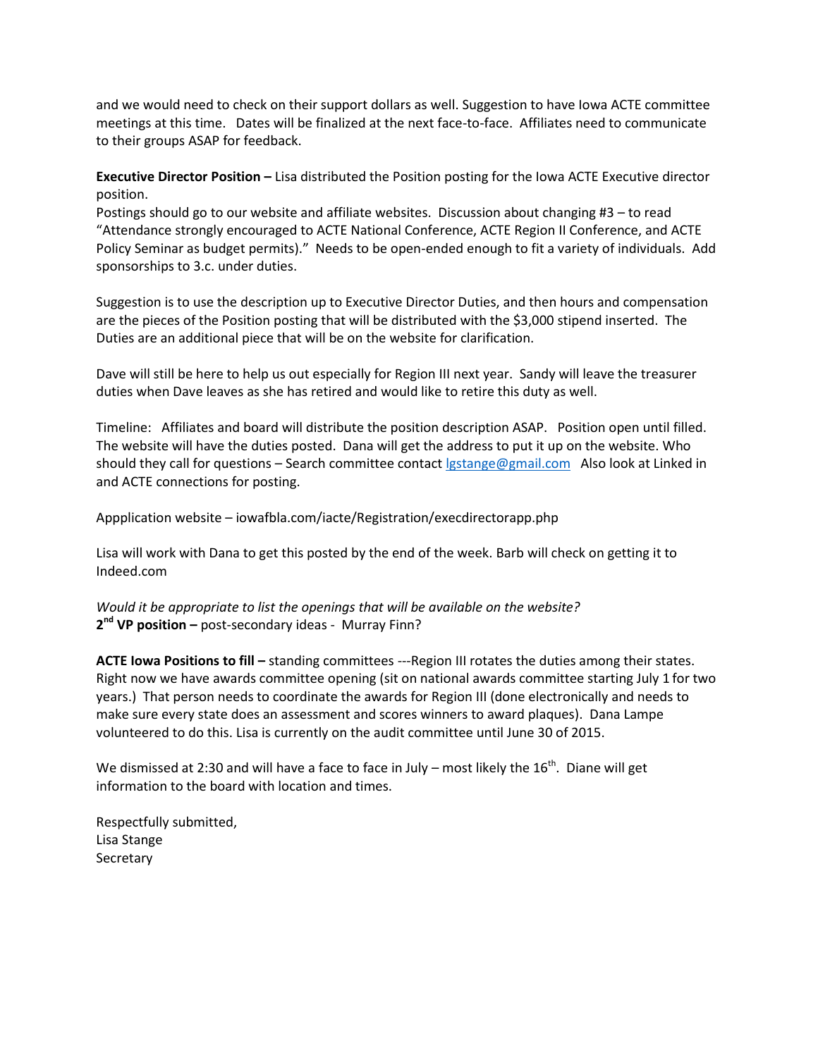and we would need to check on their support dollars as well. Suggestion to have Iowa ACTE committee meetings at this time. Dates will be finalized at the next face-to-face. Affiliates need to communicate to their groups ASAP for feedback.

**Executive Director Position –** Lisa distributed the Position posting for the Iowa ACTE Executive director position.
Postings should go to our website and affiliate websites. Discussion about changing #3 – to read "Attendance strongly encouraged to ACTE National Conference, ACTE Region II Conference, and ACTE Policy Seminar as budget permits)." Needs to be open-ended enough to fit a variety of individuals. Add sponsorships to 3.c. under duties.

Suggestion is to use the description up to Executive Director Duties, and then hours and compensation are the pieces of the Position posting that will be distributed with the $3,000 stipend inserted. The Duties are an additional piece that will be on the website for clarification.

Dave will still be here to help us out especially for Region III next year. Sandy will leave the treasurer duties when Dave leaves as she has retired and would like to retire this duty as well.

Timeline: Affiliates and board will distribute the position description ASAP. Position open until filled. The website will have the duties posted. Dana will get the address to put it up on the website. Who should they call for questions – Search committee contact lgstange@gmail.com Also look at Linked in and ACTE connections for posting.

Appplication website – iowafbla.com/iacte/Registration/execdirectorapp.php

Lisa will work with Dana to get this posted by the end of the week. Barb will check on getting it to Indeed.com

*Would it be appropriate to list the openings that will be available on the website?*
**2nd VP position –** post-secondary ideas - Murray Finn?

**ACTE Iowa Positions to fill –** standing committees ---Region III rotates the duties among their states. Right now we have awards committee opening (sit on national awards committee starting July 1 for two years.) That person needs to coordinate the awards for Region III (done electronically and needs to make sure every state does an assessment and scores winners to award plaques). Dana Lampe volunteered to do this. Lisa is currently on the audit committee until June 30 of 2015.

We dismissed at 2:30 and will have a face to face in July – most likely the 16th. Diane will get information to the board with location and times.

Respectfully submitted,
Lisa Stange
Secretary